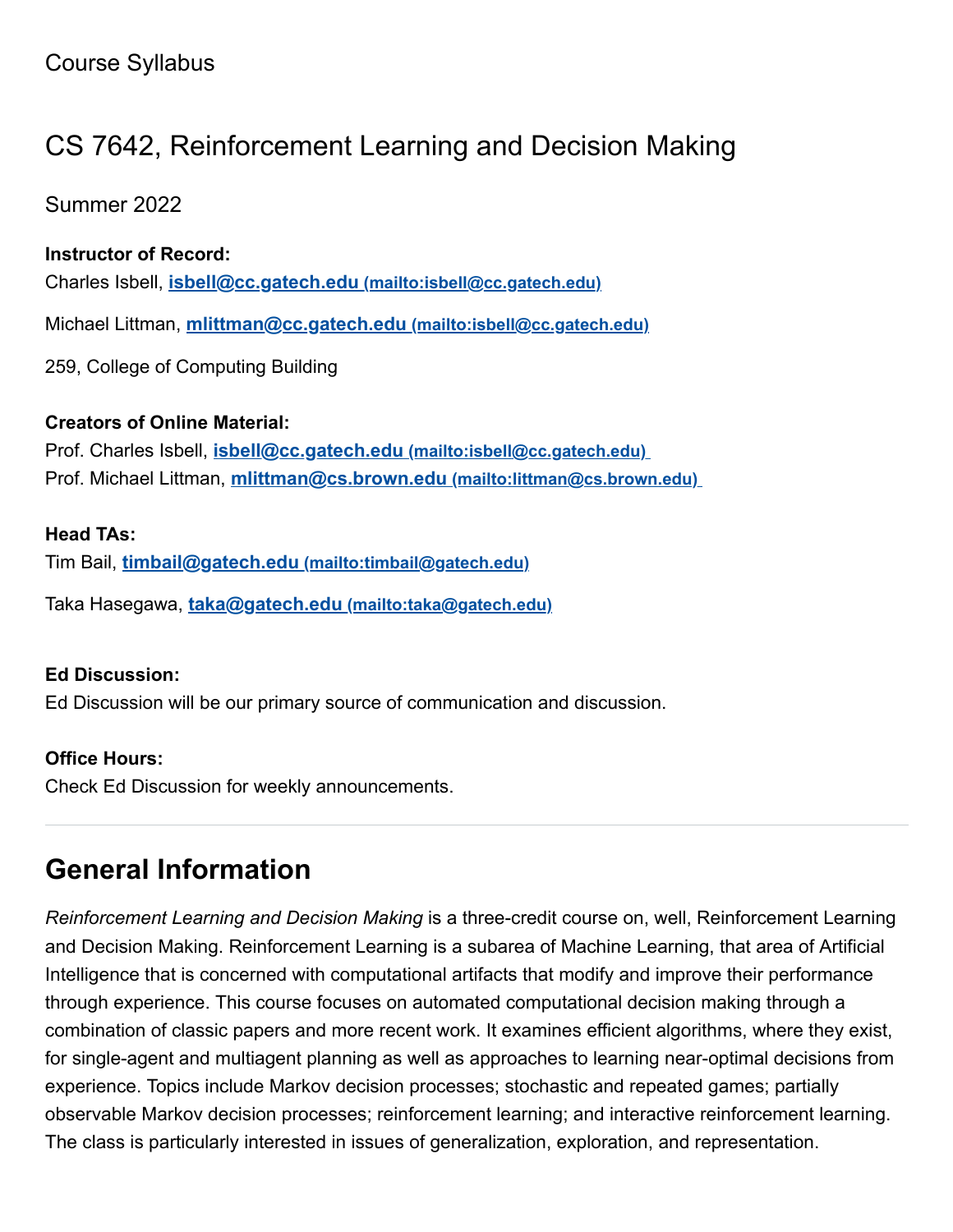Course Syllabus

# CS 7642, Reinforcement Learning and Decision Making

Summer 2022

**Instructor of Record:**
Charles Isbell, **isbell@cc.gatech.edu (mailto:isbell@cc.gatech.edu)**

Michael Littman, **mlittman@cc.gatech.edu (mailto:isbell@cc.gatech.edu)**

259, College of Computing Building

**Creators of Online Material:**
Prof. Charles Isbell, **isbell@cc.gatech.edu (mailto:isbell@cc.gatech.edu)**
Prof. Michael Littman, **mlittman@cs.brown.edu (mailto:littman@cs.brown.edu)**

**Head TAs:**
Tim Bail, **timbail@gatech.edu (mailto:timbail@gatech.edu)**

Taka Hasegawa, **taka@gatech.edu (mailto:taka@gatech.edu)**

**Ed Discussion:**
Ed Discussion will be our primary source of communication and discussion.

**Office Hours:**
Check Ed Discussion for weekly announcements.

---

## General Information

*Reinforcement Learning and Decision Making* is a three-credit course on, well, Reinforcement Learning and Decision Making. Reinforcement Learning is a subarea of Machine Learning, that area of Artificial Intelligence that is concerned with computational artifacts that modify and improve their performance through experience. This course focuses on automated computational decision making through a combination of classic papers and more recent work. It examines efficient algorithms, where they exist, for single-agent and multiagent planning as well as approaches to learning near-optimal decisions from experience. Topics include Markov decision processes; stochastic and repeated games; partially observable Markov decision processes; reinforcement learning; and interactive reinforcement learning. The class is particularly interested in issues of generalization, exploration, and representation.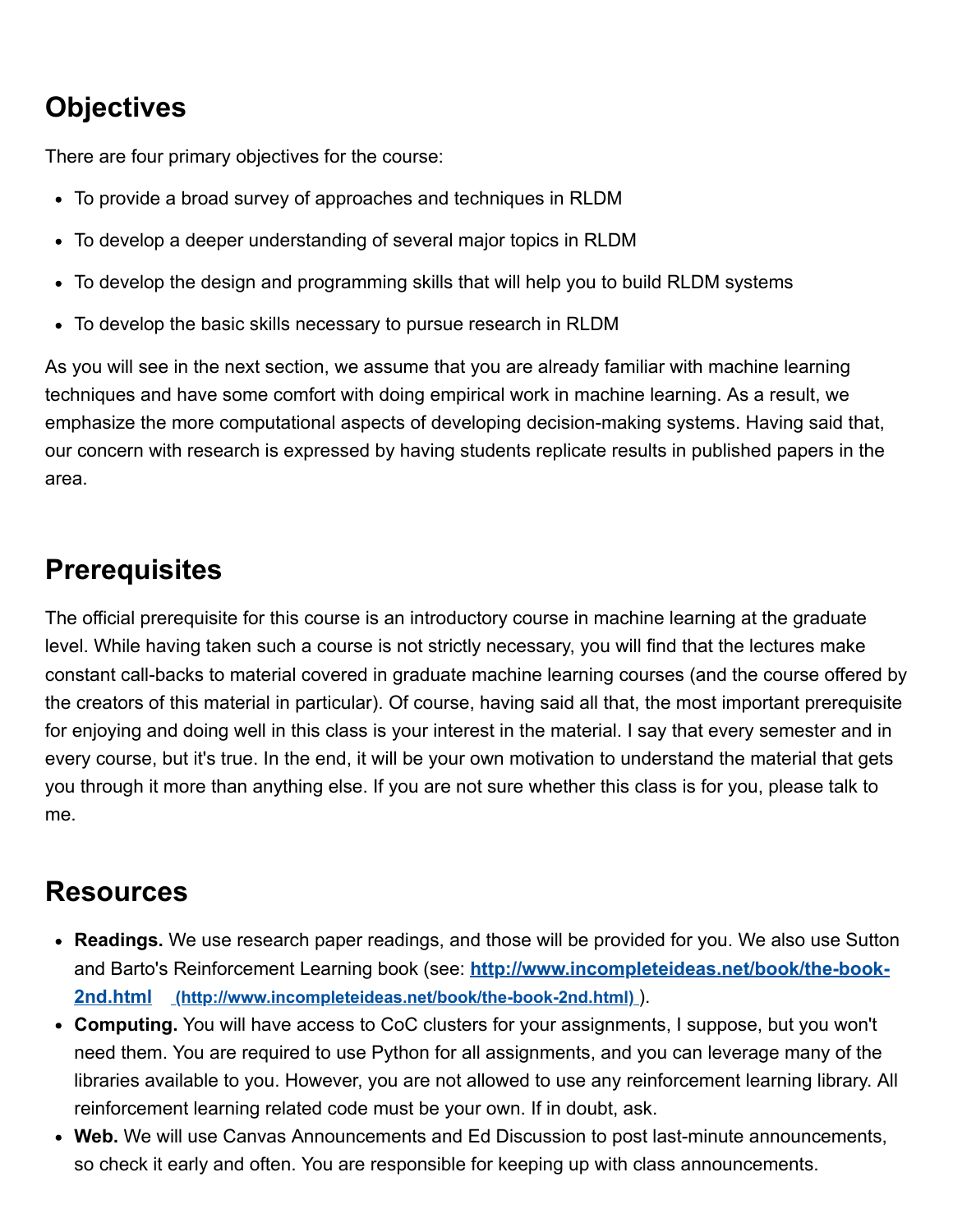## Objectives

There are four primary objectives for the course:

- To provide a broad survey of approaches and techniques in RLDM
- To develop a deeper understanding of several major topics in RLDM
- To develop the design and programming skills that will help you to build RLDM systems
- To develop the basic skills necessary to pursue research in RLDM

As you will see in the next section, we assume that you are already familiar with machine learning techniques and have some comfort with doing empirical work in machine learning. As a result, we emphasize the more computational aspects of developing decision-making systems. Having said that, our concern with research is expressed by having students replicate results in published papers in the area.

## Prerequisites

The official prerequisite for this course is an introductory course in machine learning at the graduate level. While having taken such a course is not strictly necessary, you will find that the lectures make constant call-backs to material covered in graduate machine learning courses (and the course offered by the creators of this material in particular). Of course, having said all that, the most important prerequisite for enjoying and doing well in this class is your interest in the material. I say that every semester and in every course, but it's true. In the end, it will be your own motivation to understand the material that gets you through it more than anything else. If you are not sure whether this class is for you, please talk to me.

## Resources

- **Readings.** We use research paper readings, and those will be provided for you. We also use Sutton and Barto's Reinforcement Learning book (see: [http://www.incompleteideas.net/book/the-book-2nd.html](http://www.incompleteideas.net/book/the-book-2nd.html) (http://www.incompleteideas.net/book/the-book-2nd.html) ).
- **Computing.** You will have access to CoC clusters for your assignments, I suppose, but you won't need them. You are required to use Python for all assignments, and you can leverage many of the libraries available to you. However, you are not allowed to use any reinforcement learning library. All reinforcement learning related code must be your own. If in doubt, ask.
- **Web.** We will use Canvas Announcements and Ed Discussion to post last-minute announcements, so check it early and often. You are responsible for keeping up with class announcements.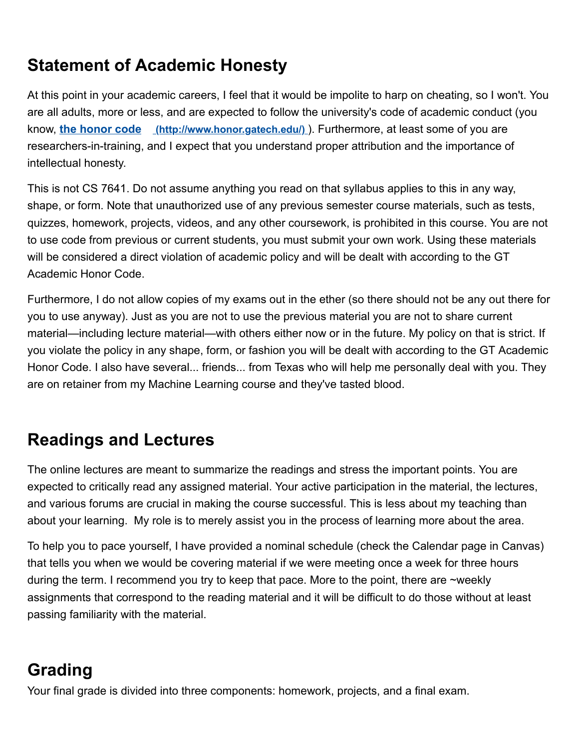## Statement of Academic Honesty

At this point in your academic careers, I feel that it would be impolite to harp on cheating, so I won't. You are all adults, more or less, and are expected to follow the university's code of academic conduct (you know, **[the honor code](http://www.honor.gatech.edu/)** (http://www.honor.gatech.edu/)). Furthermore, at least some of you are researchers-in-training, and I expect that you understand proper attribution and the importance of intellectual honesty.

This is not CS 7641. Do not assume anything you read on that syllabus applies to this in any way, shape, or form. Note that unauthorized use of any previous semester course materials, such as tests, quizzes, homework, projects, videos, and any other coursework, is prohibited in this course. You are not to use code from previous or current students, you must submit your own work. Using these materials will be considered a direct violation of academic policy and will be dealt with according to the GT Academic Honor Code.

Furthermore, I do not allow copies of my exams out in the ether (so there should not be any out there for you to use anyway). Just as you are not to use the previous material you are not to share current material—including lecture material—with others either now or in the future. My policy on that is strict. If you violate the policy in any shape, form, or fashion you will be dealt with according to the GT Academic Honor Code. I also have several... friends... from Texas who will help me personally deal with you. They are on retainer from my Machine Learning course and they've tasted blood.

## Readings and Lectures

The online lectures are meant to summarize the readings and stress the important points. You are expected to critically read any assigned material. Your active participation in the material, the lectures, and various forums are crucial in making the course successful. This is less about my teaching than about your learning. My role is to merely assist you in the process of learning more about the area.

To help you to pace yourself, I have provided a nominal schedule (check the Calendar page in Canvas) that tells you when we would be covering material if we were meeting once a week for three hours during the term. I recommend you try to keep that pace. More to the point, there are ~weekly assignments that correspond to the reading material and it will be difficult to do those without at least passing familiarity with the material.

## Grading

Your final grade is divided into three components: homework, projects, and a final exam.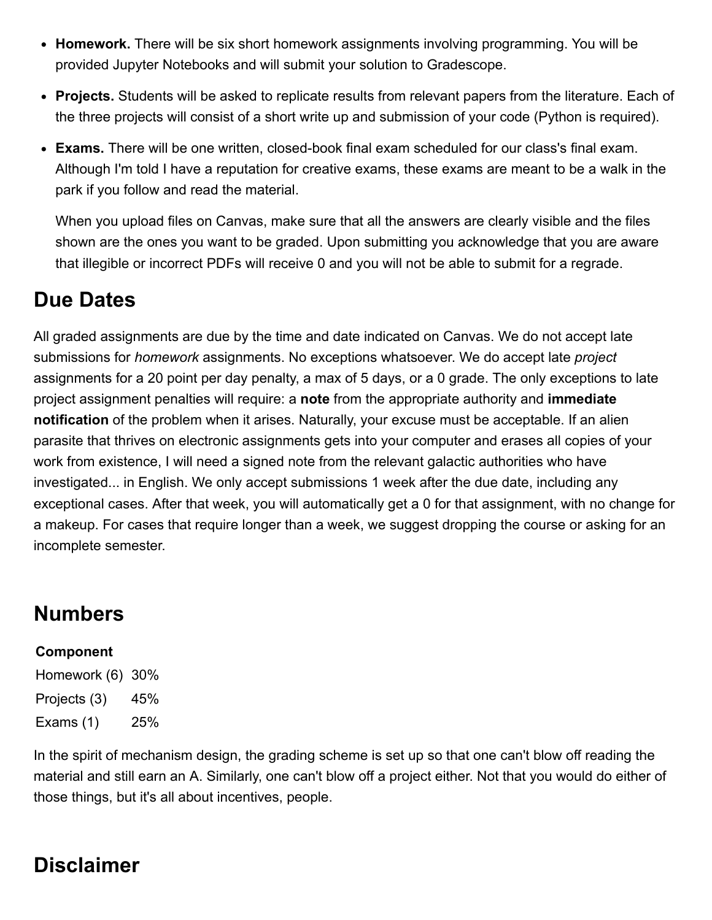- **Homework.** There will be six short homework assignments involving programming. You will be provided Jupyter Notebooks and will submit your solution to Gradescope.
- **Projects.** Students will be asked to replicate results from relevant papers from the literature. Each of the three projects will consist of a short write up and submission of your code (Python is required).
- **Exams.** There will be one written, closed-book final exam scheduled for our class's final exam. Although I'm told I have a reputation for creative exams, these exams are meant to be a walk in the park if you follow and read the material.

  When you upload files on Canvas, make sure that all the answers are clearly visible and the files shown are the ones you want to be graded. Upon submitting you acknowledge that you are aware that illegible or incorrect PDFs will receive 0 and you will not be able to submit for a regrade.

## Due Dates

All graded assignments are due by the time and date indicated on Canvas. We do not accept late submissions for *homework* assignments. No exceptions whatsoever. We do accept late *project* assignments for a 20 point per day penalty, a max of 5 days, or a 0 grade. The only exceptions to late project assignment penalties will require: a **note** from the appropriate authority and **immediate notification** of the problem when it arises. Naturally, your excuse must be acceptable. If an alien parasite that thrives on electronic assignments gets into your computer and erases all copies of your work from existence, I will need a signed note from the relevant galactic authorities who have investigated... in English. We only accept submissions 1 week after the due date, including any exceptional cases. After that week, you will automatically get a 0 for that assignment, with no change for a makeup. For cases that require longer than a week, we suggest dropping the course or asking for an incomplete semester.

## Numbers

| Component | |
|---|---|
| Homework (6) | 30% |
| Projects (3) | 45% |
| Exams (1) | 25% |

In the spirit of mechanism design, the grading scheme is set up so that one can't blow off reading the material and still earn an A. Similarly, one can't blow off a project either. Not that you would do either of those things, but it's all about incentives, people.

## Disclaimer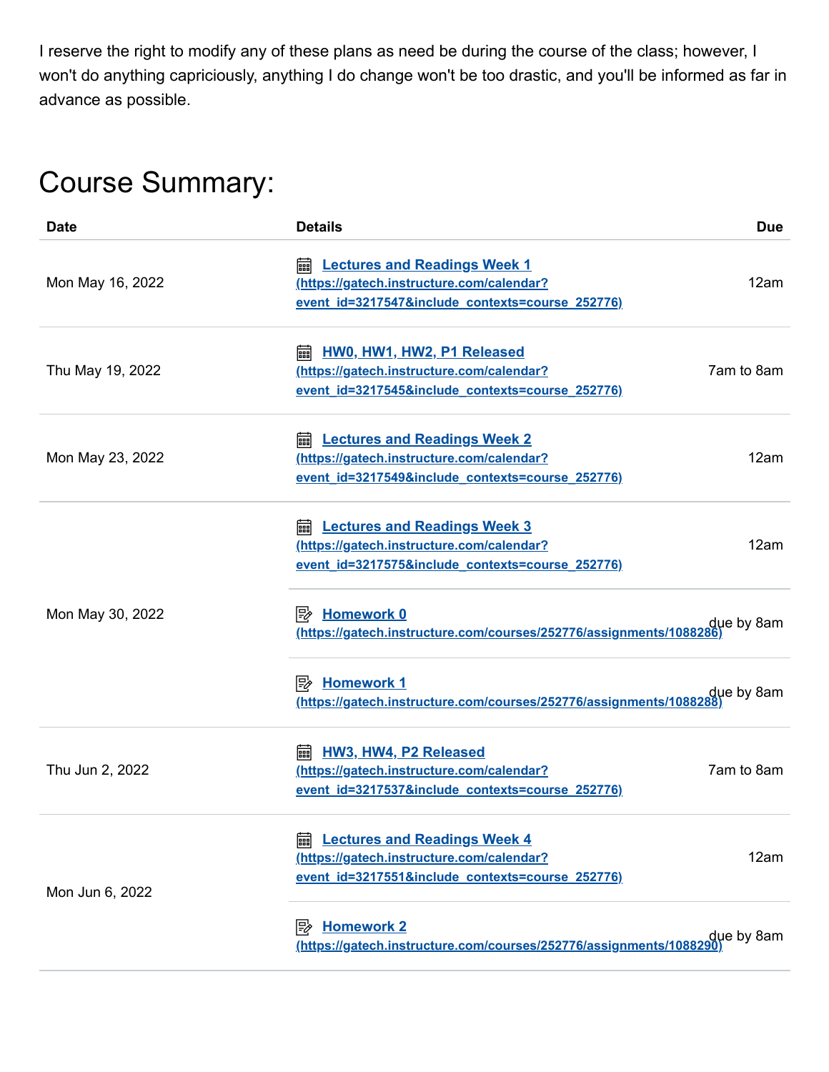I reserve the right to modify any of these plans as need be during the course of the class; however, I won't do anything capriciously, anything I do change won't be too drastic, and you'll be informed as far in advance as possible.

# Course Summary:

| Date | Details | Due |
| --- | --- | --- |
| Mon May 16, 2022 | **Lectures and Readings Week 1** (https://gatech.instructure.com/calendar?event_id=3217547&include_contexts=course_252776) | 12am |
| Thu May 19, 2022 | **HW0, HW1, HW2, P1 Released** (https://gatech.instructure.com/calendar?event_id=3217545&include_contexts=course_252776) | 7am to 8am |
| Mon May 23, 2022 | **Lectures and Readings Week 2** (https://gatech.instructure.com/calendar?event_id=3217549&include_contexts=course_252776) | 12am |
| Mon May 30, 2022 | **Lectures and Readings Week 3** (https://gatech.instructure.com/calendar?event_id=3217575&include_contexts=course_252776) | 12am |
| | **Homework 0** (https://gatech.instructure.com/courses/252776/assignments/1088286) | due by 8am |
| | **Homework 1** (https://gatech.instructure.com/courses/252776/assignments/1088288) | due by 8am |
| Thu Jun 2, 2022 | **HW3, HW4, P2 Released** (https://gatech.instructure.com/calendar?event_id=3217537&include_contexts=course_252776) | 7am to 8am |
| Mon Jun 6, 2022 | **Lectures and Readings Week 4** (https://gatech.instructure.com/calendar?event_id=3217551&include_contexts=course_252776) | 12am |
| | **Homework 2** (https://gatech.instructure.com/courses/252776/assignments/1088290) | due by 8am |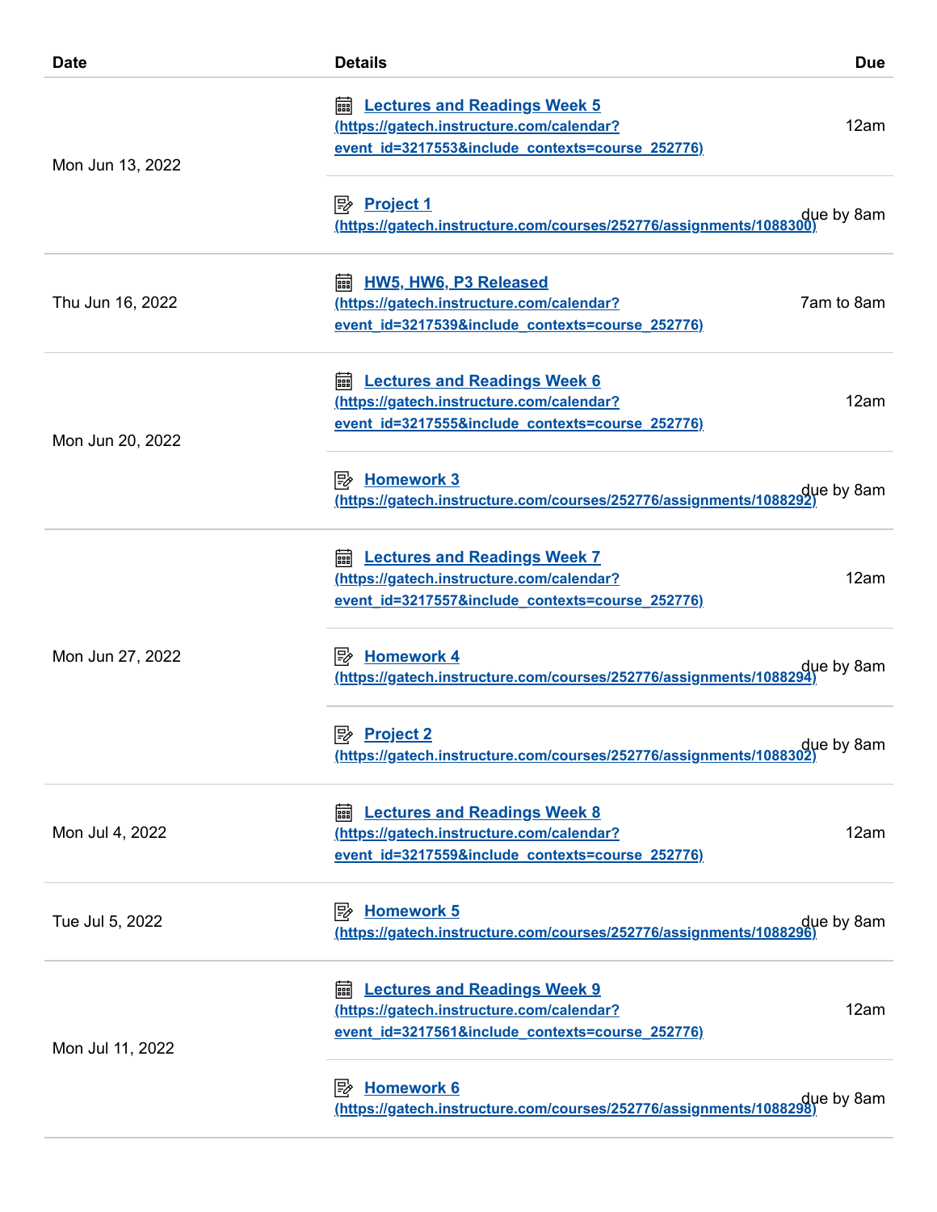| Date | Details | Due |
| --- | --- | --- |
| Mon Jun 13, 2022 | Lectures and Readings Week 5 (https://gatech.instructure.com/calendar?event_id=3217553&include_contexts=course_252776) | 12am |
| | Project 1 (https://gatech.instructure.com/courses/252776/assignments/1088300) | due by 8am |
| Thu Jun 16, 2022 | HW5, HW6, P3 Released (https://gatech.instructure.com/calendar?event_id=3217539&include_contexts=course_252776) | 7am to 8am |
| Mon Jun 20, 2022 | Lectures and Readings Week 6 (https://gatech.instructure.com/calendar?event_id=3217555&include_contexts=course_252776) | 12am |
| | Homework 3 (https://gatech.instructure.com/courses/252776/assignments/1088292) | due by 8am |
| Mon Jun 27, 2022 | Lectures and Readings Week 7 (https://gatech.instructure.com/calendar?event_id=3217557&include_contexts=course_252776) | 12am |
| | Homework 4 (https://gatech.instructure.com/courses/252776/assignments/1088294) | due by 8am |
| | Project 2 (https://gatech.instructure.com/courses/252776/assignments/1088302) | due by 8am |
| Mon Jul 4, 2022 | Lectures and Readings Week 8 (https://gatech.instructure.com/calendar?event_id=3217559&include_contexts=course_252776) | 12am |
| Tue Jul 5, 2022 | Homework 5 (https://gatech.instructure.com/courses/252776/assignments/1088296) | due by 8am |
| Mon Jul 11, 2022 | Lectures and Readings Week 9 (https://gatech.instructure.com/calendar?event_id=3217561&include_contexts=course_252776) | 12am |
| | Homework 6 (https://gatech.instructure.com/courses/252776/assignments/1088298) | due by 8am |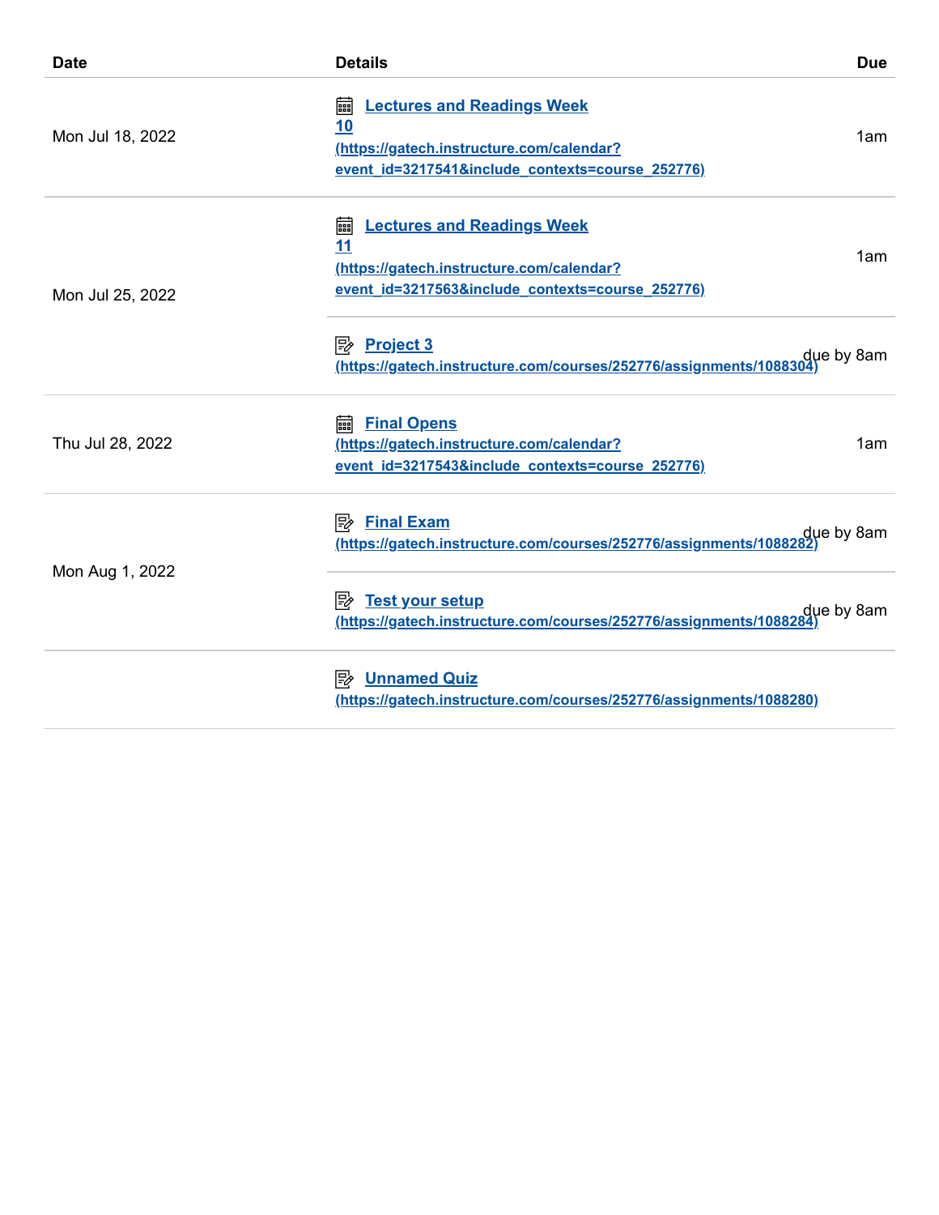| Date | Details | Due |
| --- | --- | --- |
| Mon Jul 18, 2022 | Lectures and Readings Week 10 (https://gatech.instructure.com/calendar?event_id=3217541&include_contexts=course_252776) | 1am |
| Mon Jul 25, 2022 | Lectures and Readings Week 11 (https://gatech.instructure.com/calendar?event_id=3217563&include_contexts=course_252776) | 1am |
| | Project 3 (https://gatech.instructure.com/courses/252776/assignments/1088304) | due by 8am |
| Thu Jul 28, 2022 | Final Opens (https://gatech.instructure.com/calendar?event_id=3217543&include_contexts=course_252776) | 1am |
| Mon Aug 1, 2022 | Final Exam (https://gatech.instructure.com/courses/252776/assignments/1088282) | due by 8am |
| | Test your setup (https://gatech.instructure.com/courses/252776/assignments/1088284) | due by 8am |
| | Unnamed Quiz (https://gatech.instructure.com/courses/252776/assignments/1088280) | |